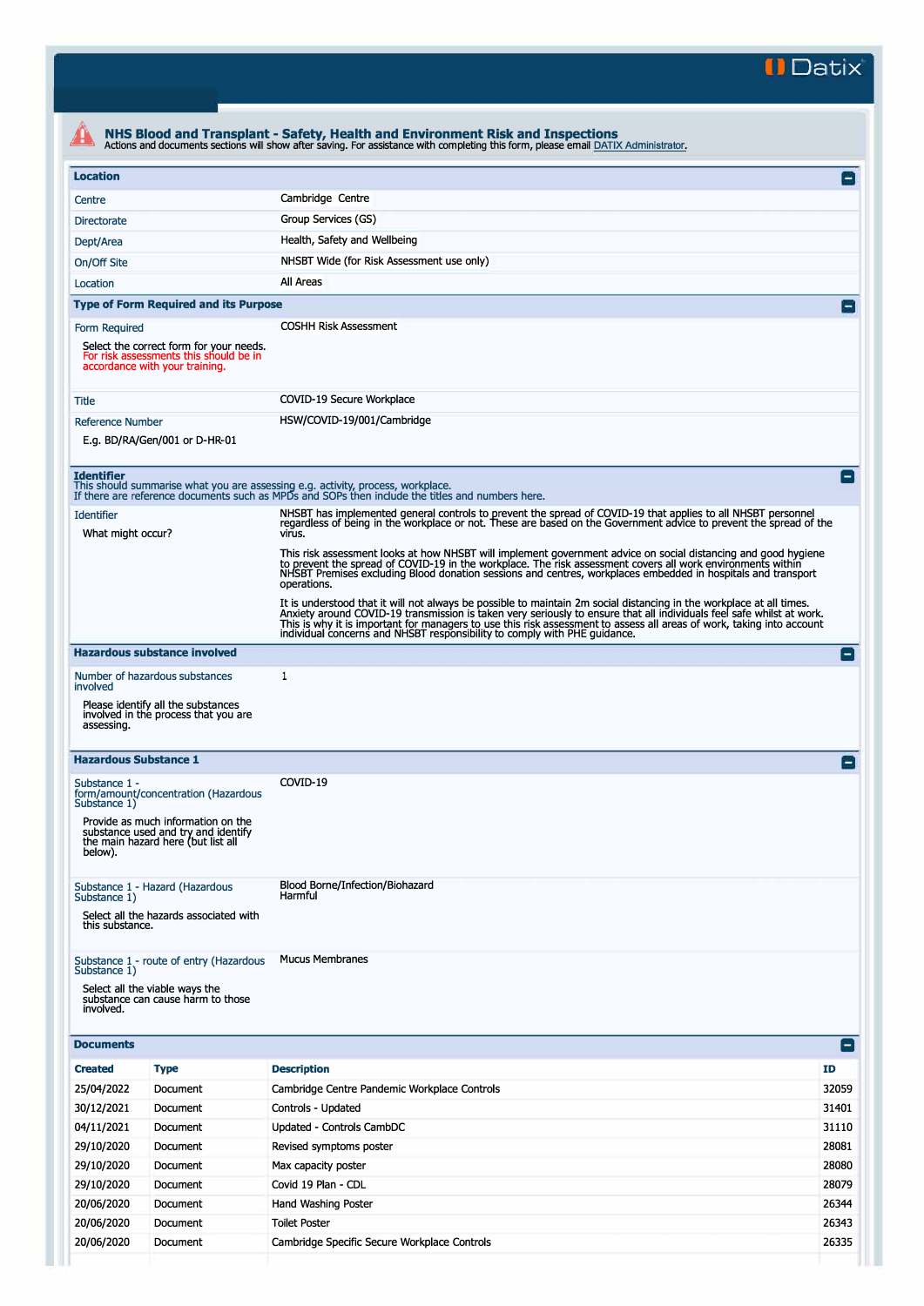# NHS Blood and Transplant - Safety, Health and Environment Risk and Inspections

Actions and documents sections will show after saving. For assistance with completing this form, please email DATIX Administrator.

## Location

| | |
|---|---|
| Centre | Cambridge Centre |
| Directorate | Group Services (GS) |
| Dept/Area | Health, Safety and Wellbeing |
| On/Off Site | NHSBT Wide (for Risk Assessment use only) |
| Location | All Areas |

## Type of Form Required and its Purpose

**Form Required**

Select the correct form for your needs. For risk assessments this should be in accordance with your training.

COSHH Risk Assessment

**Title**

COVID-19 Secure Workplace

**Reference Number**

E.g. BD/RA/Gen/001 or D-HR-01

HSW/COVID-19/001/Cambridge

## Identifier

This should summarise what you are assessing e.g. activity, process, workplace.
If there are reference documents such as MPDs and SOPs then include the titles and numbers here.

**Identifier**

What might occur?

NHSBT has implemented general controls to prevent the spread of COVID-19 that applies to all NHSBT personnel regardless of being in the workplace or not. These are based on the Government advice to prevent the spread of the virus.

This risk assessment looks at how NHSBT will implement government advice on social distancing and good hygiene to prevent the spread of COVID-19 in the workplace. The risk assessment covers all work environments within NHSBT Premises excluding Blood donation sessions and centres, workplaces embedded in hospitals and transport operations.

It is understood that it will not always be possible to maintain 2m social distancing in the workplace at all times. Anxiety around COVID-19 transmission is taken very seriously to ensure that all individuals feel safe whilst at work. This is why it is important for managers to use this risk assessment to assess all areas of work, taking into account individual concerns and NHSBT responsibility to comply with PHE guidance.

## Hazardous substance involved

**Number of hazardous substances involved**

Please identify all the substances involved in the process that you are assessing.

1

## Hazardous Substance 1

**Substance 1 - form/amount/concentration (Hazardous Substance 1)**

Provide as much information on the substance used and try and identify the main hazard here (but list all below).

COVID-19

**Substance 1 - Hazard (Hazardous Substance 1)**

Select all the hazards associated with this substance.

Blood Borne/Infection/Biohazard
Harmful

**Substance 1 - route of entry (Hazardous Substance 1)**

Select all the viable ways the substance can cause harm to those involved.

Mucus Membranes

## Documents

| Created | Type | Description | ID |
|---|---|---|---|
| 25/04/2022 | Document | Cambridge Centre Pandemic Workplace Controls | 32059 |
| 30/12/2021 | Document | Controls - Updated | 31401 |
| 04/11/2021 | Document | Updated - Controls CambDC | 31110 |
| 29/10/2020 | Document | Revised symptoms poster | 28081 |
| 29/10/2020 | Document | Max capacity poster | 28080 |
| 29/10/2020 | Document | Covid 19 Plan - CDL | 28079 |
| 20/06/2020 | Document | Hand Washing Poster | 26344 |
| 20/06/2020 | Document | Toilet Poster | 26343 |
| 20/06/2020 | Document | Cambridge Specific Secure Workplace Controls | 26335 |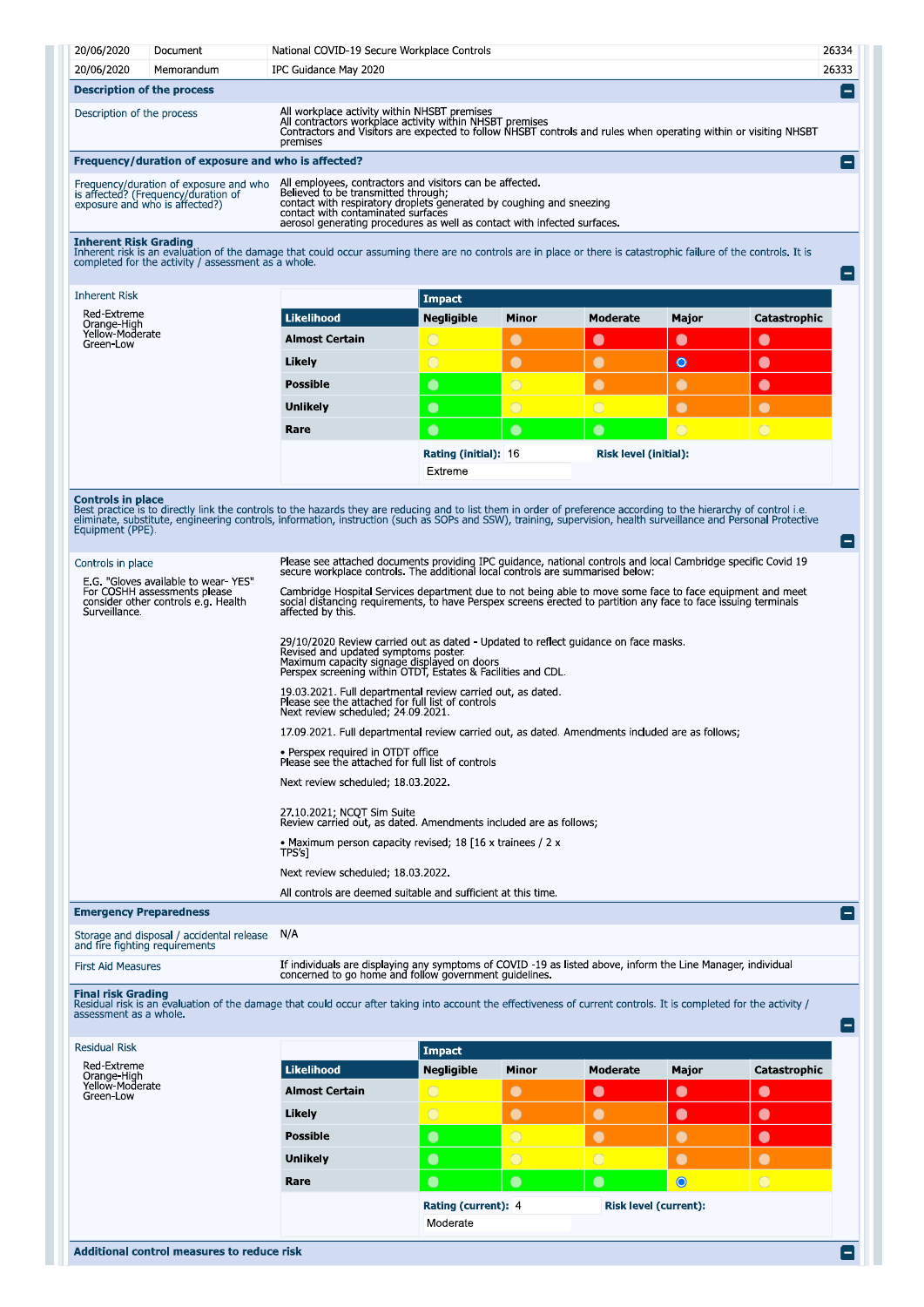| 20/06/2020 | Document | National COVID-19 Secure Workplace Controls | 26334 |
|---|---|---|---|
| 20/06/2020 | Memorandum | IPC Guidance May 2020 | 26333 |

## Description of the process

**Description of the process**

All workplace activity within NHSBT premises
All contractors workplace activity within NHSBT premises
Contractors and Visitors are expected to follow NHSBT controls and rules when operating within or visiting NHSBT premises

## Frequency/duration of exposure and who is affected?

**Frequency/duration of exposure and who is affected? (Frequency/duration of exposure and who is affected?)**

All employees, contractors and visitors can be affected.
Believed to be transmitted through;
contact with respiratory droplets generated by coughing and sneezing
contact with contaminated surfaces
aerosol generating procedures as well as contact with infected surfaces.

## Inherent Risk Grading

Inherent risk is an evaluation of the damage that could occur assuming there are no controls are in place or there is catastrophic failure of the controls. It is completed for the activity / assessment as a whole.

**Inherent Risk**

Red-Extreme
Orange-High
Yellow-Moderate
Green-Low

| Likelihood | Negligible | Minor | Moderate | Major | Catastrophic |
|---|---|---|---|---|---|
| Almost Certain | Yellow | Orange | Red | Red | Red |
| Likely | Yellow | Orange | Orange | Red (selected) | Red |
| Possible | Green | Yellow | Orange | Orange | Red |
| Unlikely | Green | Yellow | Yellow | Orange | Orange |
| Rare | Green | Green | Green | Yellow | Yellow |

**Rating (initial):** 16
**Risk level (initial):** Extreme

## Controls in place

Best practice is to directly link the controls to the hazards they are reducing and to list them in order of preference according to the hierarchy of control i.e. eliminate, substitute, engineering controls, information, instruction (such as SOPs and SSW), training, supervision, health surveillance and Personal Protective Equipment (PPE).

**Controls in place**

E.G. "Gloves available to wear- YES"
For COSHH assessments please consider other controls e.g. Health Surveillance.

Please see attached documents providing IPC guidance, national controls and local Cambridge specific Covid 19 secure workplace controls. The additional local controls are summarised below:

Cambridge Hospital Services department due to not being able to move some face to face equipment and meet social distancing requirements, to have Perspex screens erected to partition any face to face issuing terminals affected by this.

29/10/2020 Review carried out as dated - Updated to reflect guidance on face masks.
Revised and updated symptoms poster.
Maximum capacity signage displayed on doors
Perspex screening within OTDT, Estates & Facilities and CDL.

19.03.2021. Full departmental review carried out, as dated.
Please see the attached for full list of controls
Next review scheduled; 24.09.2021.

17.09.2021. Full departmental review carried out, as dated. Amendments included are as follows;

- Perspex required in OTDT office

Please see the attached for full list of controls

Next review scheduled; 18.03.2022.

27.10.2021; NCQT Sim Suite
Review carried out, as dated. Amendments included are as follows;

- Maximum person capacity revised; 18 [16 x trainees / 2 x TPS's]

Next review scheduled; 18.03.2022.

All controls are deemed suitable and sufficient at this time.

## Emergency Preparedness

**Storage and disposal / accidental release and fire fighting requirements**

N/A

**First Aid Measures**

If individuals are displaying any symptoms of COVID -19 as listed above, inform the Line Manager, individual concerned to go home and follow government guidelines.

## Final risk Grading

Residual risk is an evaluation of the damage that could occur after taking into account the effectiveness of current controls. It is completed for the activity / assessment as a whole.

**Residual Risk**

Red-Extreme
Orange-High
Yellow-Moderate
Green-Low

| Likelihood | Negligible | Minor | Moderate | Major | Catastrophic |
|---|---|---|---|---|---|
| Almost Certain | Yellow | Orange | Red | Red | Red |
| Likely | Yellow | Orange | Orange | Red | Red |
| Possible | Green | Yellow | Orange | Orange | Red |
| Unlikely | Green | Yellow | Yellow | Orange | Orange |
| Rare | Green | Green | Green | Yellow (selected) | Yellow |

**Rating (current):** 4
**Risk level (current):** Moderate

## Additional control measures to reduce risk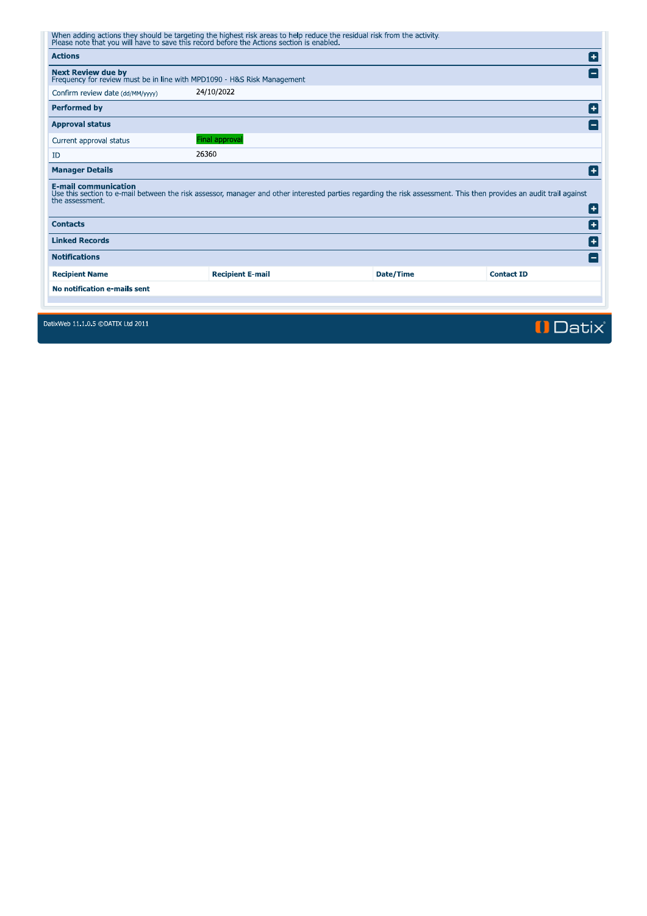When adding actions they should be targeting the highest risk areas to help reduce the residual risk from the activity.
Please note that you will have to save this record before the Actions section is enabled.

**Actions**

**Next Review due by**
Frequency for review must be in line with MPD1090 - H&S Risk Management

| | |
|---|---|
| Confirm review date (dd/MM/yyyy) | 24/10/2022 |

**Performed by**

**Approval status**

| | |
|---|---|
| Current approval status | Final approval |
| ID | 26360 |

**Manager Details**

**E-mail communication**
Use this section to e-mail between the risk assessor, manager and other interested parties regarding the risk assessment. This then provides an audit trail against the assessment.

**Contacts**

**Linked Records**

**Notifications**

| Recipient Name | Recipient E-mail | Date/Time | Contact ID |
|---|---|---|---|
| **No notification e-mails sent** | | | |

DatixWeb 11.1.0.5 ©DATIX Ltd 2011